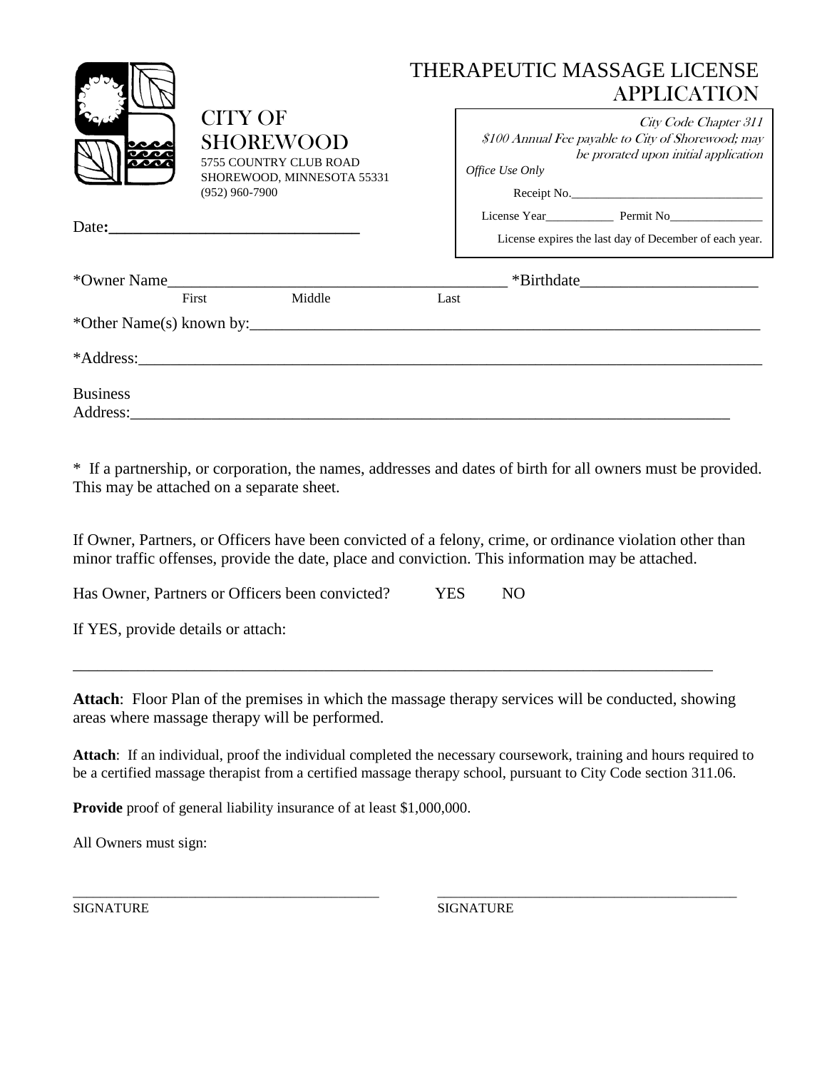# THERAPEUTIC MASSAGE LICENSE APPLICATION

CITY OF SHOREWOOD
5755 COUNTRY CLUB ROAD
SHOREWOOD, MINNESOTA 55331
(952) 960-7900

*City Code Chapter 311*
*$100 Annual Fee payable to City of Shorewood; may be prorated upon initial application*

*Office Use Only*

Receipt No.________________________________

License Year___________ Permit No_______________

License expires the last day of December of each year.

Date:______________________________

*Owner Name__________________________________________ *Birthdate_____________________
First Middle Last

*Other Name(s) known by:_______________________________________________________________

*Address:___________________________________________________________________________

Business Address:_____________________________________________________________________

* If a partnership, or corporation, the names, addresses and dates of birth for all owners must be provided. This may be attached on a separate sheet.

If Owner, Partners, or Officers have been convicted of a felony, crime, or ordinance violation other than minor traffic offenses, provide the date, place and conviction. This information may be attached.

Has Owner, Partners or Officers been convicted? YES NO

If YES, provide details or attach:

_________________________________________________________________________________

**Attach**: Floor Plan of the premises in which the massage therapy services will be conducted, showing areas where massage therapy will be performed.

**Attach**: If an individual, proof the individual completed the necessary coursework, training and hours required to be a certified massage therapist from a certified massage therapy school, pursuant to City Code section 311.06.

**Provide** proof of general liability insurance of at least $1,000,000.

All Owners must sign:

__________________________________________ __________________________________________
SIGNATURE SIGNATURE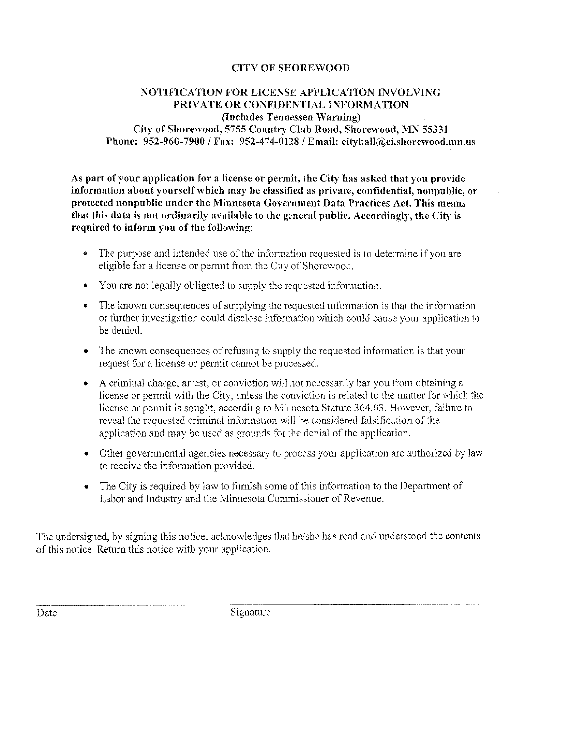# CITY OF SHOREWOOD

## NOTIFICATION FOR LICENSE APPLICATION INVOLVING PRIVATE OR CONFIDENTIAL INFORMATION

**(Includes Tennessen Warning)**

**City of Shorewood, 5755 Country Club Road, Shorewood, MN 55331**
**Phone: 952-960-7900 / Fax: 952-474-0128 / Email: cityhall@ci.shorewood.mn.us**

**As part of your application for a license or permit, the City has asked that you provide information about yourself which may be classified as private, confidential, nonpublic, or protected nonpublic under the Minnesota Government Data Practices Act. This means that this data is not ordinarily available to the general public. Accordingly, the City is required to inform you of the following:**

- The purpose and intended use of the information requested is to determine if you are eligible for a license or permit from the City of Shorewood.
- You are not legally obligated to supply the requested information.
- The known consequences of supplying the requested information is that the information or further investigation could disclose information which could cause your application to be denied.
- The known consequences of refusing to supply the requested information is that your request for a license or permit cannot be processed.
- A criminal charge, arrest, or conviction will not necessarily bar you from obtaining a license or permit with the City, unless the conviction is related to the matter for which the license or permit is sought, according to Minnesota Statute 364.03. However, failure to reveal the requested criminal information will be considered falsification of the application and may be used as grounds for the denial of the application.
- Other governmental agencies necessary to process your application are authorized by law to receive the information provided.
- The City is required by law to furnish some of this information to the Department of Labor and Industry and the Minnesota Commissioner of Revenue.

The undersigned, by signing this notice, acknowledges that he/she has read and understood the contents of this notice. Return this notice with your application.

\_\_\_\_\_\_\_\_\_\_\_\_\_\_\_\_\_\_\_\_\_\_\_\_ \_\_\_\_\_\_\_\_\_\_\_\_\_\_\_\_\_\_\_\_\_\_\_\_\_\_\_\_\_\_\_\_\_\_\_\_

Date Signature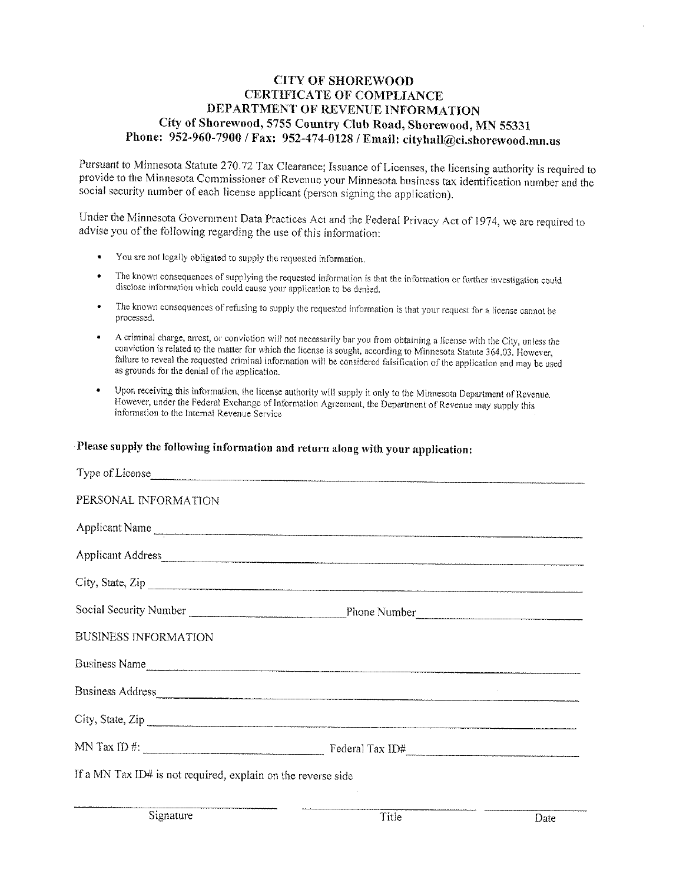# CITY OF SHOREWOOD
# CERTIFICATE OF COMPLIANCE
# DEPARTMENT OF REVENUE INFORMATION

**City of Shorewood, 5755 Country Club Road, Shorewood, MN 55331**
**Phone: 952-960-7900 / Fax: 952-474-0128 / Email: cityhall@ci.shorewood.mn.us**

Pursuant to Minnesota Statute 270.72 Tax Clearance; Issuance of Licenses, the licensing authority is required to provide to the Minnesota Commissioner of Revenue your Minnesota business tax identification number and the social security number of each license applicant (person signing the application).

Under the Minnesota Government Data Practices Act and the Federal Privacy Act of 1974, we are required to advise you of the following regarding the use of this information:

- You are not legally obligated to supply the requested information.
- The known consequences of supplying the requested information is that the information or further investigation could disclose information which could cause your application to be denied.
- The known consequences of refusing to supply the requested information is that your request for a license cannot be processed.
- A criminal charge, arrest, or conviction will not necessarily bar you from obtaining a license with the City, unless the conviction is related to the matter for which the license is sought, according to Minnesota Statute 364.03. However, failure to reveal the requested criminal information will be considered falsification of the application and may be used as grounds for the denial of the application.
- Upon receiving this information, the license authority will supply it only to the Minnesota Department of Revenue. However, under the Federal Exchange of Information Agreement, the Department of Revenue may supply this information to the Internal Revenue Service

**Please supply the following information and return along with your application:**

Type of License ______________________________

PERSONAL INFORMATION

Applicant Name ______________________________

Applicant Address ______________________________

City, State, Zip ______________________________

Social Security Number ______________ Phone Number ______________

BUSINESS INFORMATION

Business Name ______________________________

Business Address ______________________________

City, State, Zip ______________________________

MN Tax ID #: ______________ Federal Tax ID# ______________

If a MN Tax ID# is not required, explain on the reverse side

______________ ______________ ______________
Signature Title Date